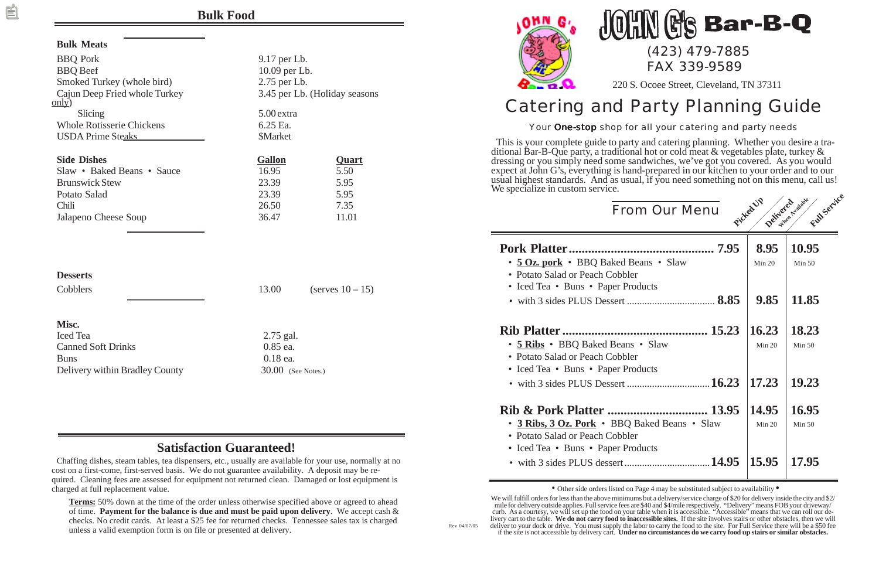## Bulk Food

### Bulk Meats

| Item | Price |
|---|---|
| BBQ Pork | 9.17 per Lb. |
| BBQ Beef | 10.09 per Lb. |
| Smoked Turkey (whole bird) | 2.75 per Lb. |
| Cajun Deep Fried whole Turkey | 3.45 per Lb. (Holiday seasons only) |
| Slicing | 5.00 extra |
| Whole Rotisserie Chickens | 6.25 Ea. |
| USDA Prime Steaks | $Market |

### Side Dishes

| Side Dishes | Gallon | Quart |
|---|---|---|
| Slaw • Baked Beans • Sauce | 16.95 | 5.50 |
| Brunswick Stew | 23.39 | 5.95 |
| Potato Salad | 23.39 | 5.95 |
| Chili | 26.50 | 7.35 |
| Jalapeno Cheese Soup | 36.47 | 11.01 |

### Desserts

| Item | Price | |
|---|---|---|
| Cobblers | 13.00 | (serves 10 – 15) |

### Misc.

| Item | Price |
|---|---|
| Iced Tea | 2.75 gal. |
| Canned Soft Drinks | 0.85 ea. |
| Buns | 0.18 ea. |
| Delivery within Bradley County | 30.00 (See Notes.) |

## Satisfaction Guaranteed!

Chaffing dishes, steam tables, tea dispensers, etc., usually are available for your use, normally at no cost on a first-come, first-served basis. We do not guarantee availability. A deposit may be required. Cleaning fees are assessed for equipment not returned clean. Damaged or lost equipment is charged at full replacement value.

**Terms:** 50% down at the time of the order unless otherwise specified above or agreed to ahead of time. **Payment for the balance is due and must be paid upon delivery**. We accept cash & checks. No credit cards. At least a $25 fee for returned checks. Tennessee sales tax is charged unless a valid exemption form is on file or presented at delivery.

Rev 04/07/05

# JOHN G's Bar-B-Q

(423) 479-7885
FAX 339-9589

220 S. Ocoee Street, Cleveland, TN 37311

## Catering and Party Planning Guide

Your **One-stop** shop for all your catering and party needs

This is your complete guide to party and catering planning. Whether you desire a traditional Bar-B-Que party, a traditional hot or cold meat & vegetables plate, turkey & dressing or you simply need some sandwiches, we've got you covered. As you would expect at John G's, everything is hand-prepared in our kitchen to your order and to our usual highest standards. And as usual, if you need something not on this menu, call us! We specialize in custom service.

| From Our Menu | Picked Up | Delivered (When Available) | Full Service |
|---|---|---|---|
| **Pork Platter** | **7.95** | **8.95** | **10.95** |
| • **5 Oz. pork** • BBQ Baked Beans • Slaw • Potato Salad or Peach Cobbler • Iced Tea • Buns • Paper Products | | Min 20 | Min 50 |
| • with 3 sides PLUS Dessert | **8.85** | **9.85** | **11.85** |
| **Rib Platter** | **15.23** | **16.23** | **18.23** |
| • **5 Ribs** • BBQ Baked Beans • Slaw • Potato Salad or Peach Cobbler • Iced Tea • Buns • Paper Products | | Min 20 | Min 50 |
| • with 3 sides PLUS Dessert | **16.23** | **17.23** | **19.23** |
| **Rib & Pork Platter** | **13.95** | **14.95** | **16.95** |
| • **3 Ribs, 3 Oz. Pork** • BBQ Baked Beans • Slaw • Potato Salad or Peach Cobbler • Iced Tea • Buns • Paper Products | | Min 20 | Min 50 |
| • with 3 sides PLUS dessert | **14.95** | **15.95** | **17.95** |

• Other side orders listed on Page 4 may be substituted subject to availability •

We will fulfill orders for less than the above minimums but a delivery/service charge of $20 for delivery inside the city and $2/mile for delivery outside applies. Full service fees are $40 and $4/mile respectively. "Delivery" means FOB your driveway/curb. As a courtesy, we will set up the food on your table when it is accessible. "Accessible" means that we can roll our delivery cart to the table. **We do not carry food to inaccessible sites.** If the site involves stairs or other obstacles, then we will deliver to your dock or drive. You must supply the labor to carry the food to the site. For Full Service there will be a $50 fee if the site is not accessible by delivery cart. **Under no circumstances do we carry food up stairs or similar obstacles.**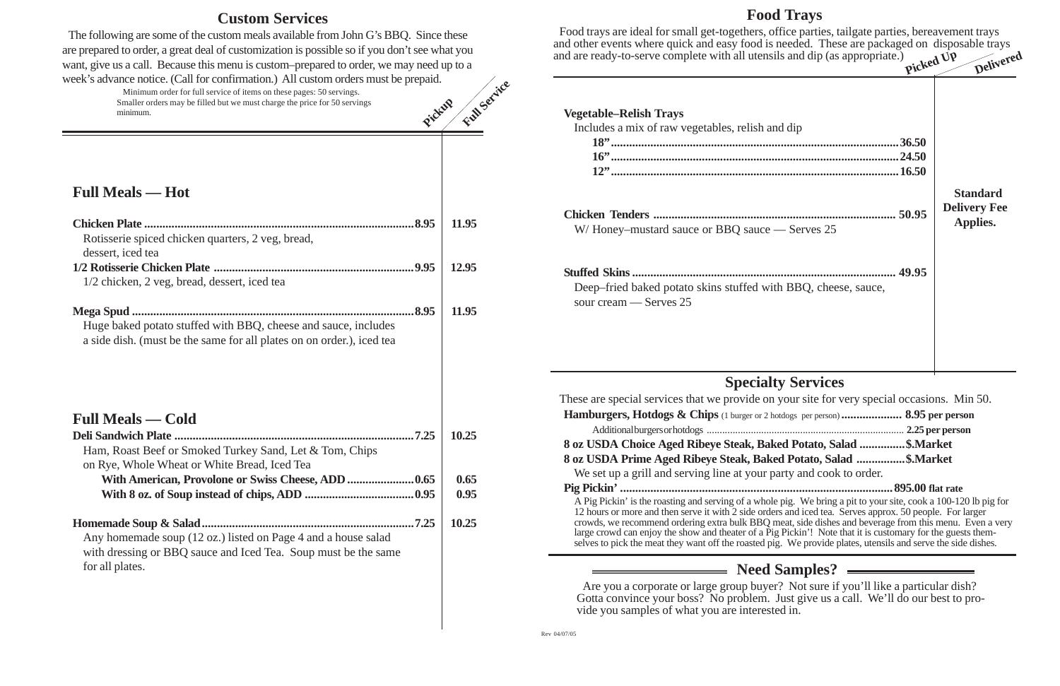## Custom Services

The following are some of the custom meals available from John G's BBQ. Since these are prepared to order, a great deal of customization is possible so if you don't see what you want, give us a call. Because this menu is custom–prepared to order, we may need up to a week's advance notice. (Call for confirmation.) All custom orders must be prepaid.

Minimum order for full service of items on these pages: 50 servings. Smaller orders may be filled but we must charge the price for 50 servings minimum.

### Full Meals — Hot

| | Pickup | Full Service |
|---|---|---|
| **Chicken Plate** — Rotisserie spiced chicken quarters, 2 veg, bread, dessert, iced tea | 8.95 | 11.95 |
| **1/2 Rotisserie Chicken Plate** — 1/2 chicken, 2 veg, bread, dessert, iced tea | 9.95 | 12.95 |
| **Mega Spud** — Huge baked potato stuffed with BBQ, cheese and sauce, includes a side dish. (must be the same for all plates on on order.), iced tea | 8.95 | 11.95 |

### Full Meals — Cold

| | Pickup | Full Service |
|---|---|---|
| **Deli Sandwich Plate** — Ham, Roast Beef or Smoked Turkey Sand, Let & Tom, Chips on Rye, Whole Wheat or White Bread, Iced Tea | 7.25 | 10.25 |
| **With American, Provolone or Swiss Cheese, ADD** | 0.65 | 0.65 |
| **With 8 oz. of Soup instead of chips, ADD** | 0.95 | 0.95 |
| **Homemade Soup & Salad** — Any homemade soup (12 oz.) listed on Page 4 and a house salad with dressing or BBQ sauce and Iced Tea. Soup must be the same for all plates. | 7.25 | 10.25 |

## Food Trays

Food trays are ideal for small get-togethers, office parties, tailgate parties, bereavement trays and other events where quick and easy food is needed. These are packaged on disposable trays and are ready-to-serve complete with all utensils and dip (as appropriate.)

| | Picked Up | Delivered |
|---|---|---|
| **Vegetable–Relish Trays** — Includes a mix of raw vegetables, relish and dip | | Standard Delivery Fee Applies. |
| **18"** | 36.50 | |
| **16"** | 24.50 | |
| **12"** | 16.50 | |
| **Chicken Tenders** — W/ Honey–mustard sauce or BBQ sauce — Serves 25 | 50.95 | |
| **Stuffed Skins** — Deep–fried baked potato skins stuffed with BBQ, cheese, sauce, sour cream — Serves 25 | 49.95 | |

## Specialty Services

These are special services that we provide on your site for very special occasions. Min 50.

**Hamburgers, Hotdogs & Chips** (1 burger or 2 hotdogs per person) .................... **8.95 per person**

Additional burgers or hotdogs .......... **2.25 per person**

**8 oz USDA Choice Aged Ribeye Steak, Baked Potato, Salad ...............$.Market**

**8 oz USDA Prime Aged Ribeye Steak, Baked Potato, Salad ................$.Market**

We set up a grill and serving line at your party and cook to order.

**Pig Pickin' .......... 895.00 flat rate**

A Pig Pickin' is the roasting and serving of a whole pig. We bring a pit to your site, cook a 100-120 lb pig for 12 hours or more and then serve it with 2 side orders and iced tea. Serves approx. 50 people. For larger crowds, we recommend ordering extra bulk BBQ meat, side dishes and beverage from this menu. Even a very large crowd can enjoy the show and theater of a Pig Pickin'! Note that it is customary for the guests themselves to pick the meat they want off the roasted pig. We provide plates, utensils and serve the side dishes.

## Need Samples?

Are you a corporate or large group buyer? Not sure if you'll like a particular dish? Gotta convince your boss? No problem. Just give us a call. We'll do our best to provide you samples of what you are interested in.

Rev 04/07/05